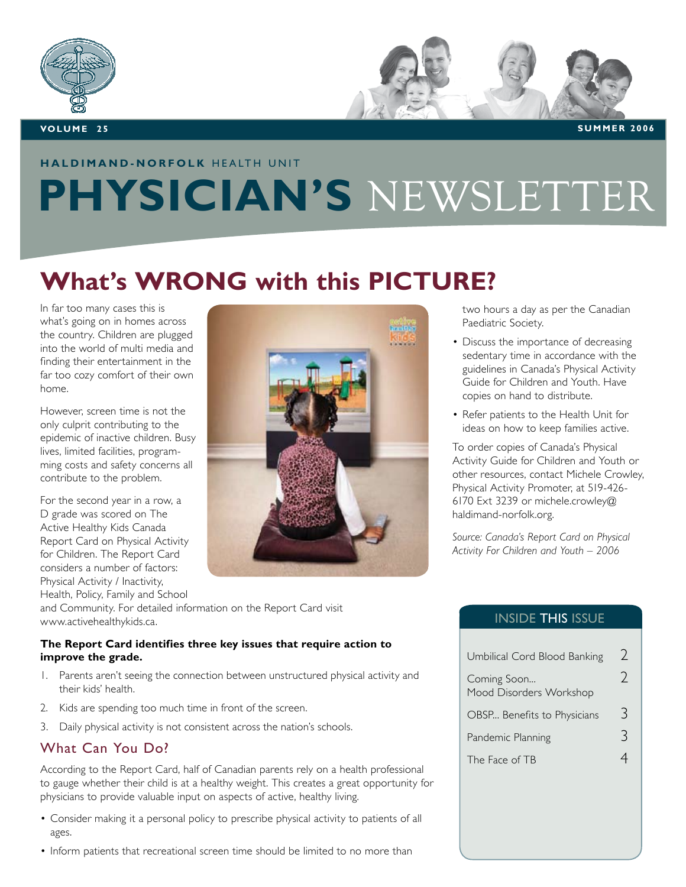VOLUME 25 SUMMER 2006

**HALDIMAND-NORFOLK** HEALTH UNIT

# PHYSICIAN'S NEWSLETTER

## What's WRONG with this PICTURE?

In far too many cases this is what's going on in homes across the country. Children are plugged into the world of multi media and finding their entertainment in the far too cozy comfort of their own home.

However, screen time is not the only culprit contributing to the epidemic of inactive children. Busy lives, limited facilities, programming costs and safety concerns all contribute to the problem.

For the second year in a row, a D grade was scored on The Active Healthy Kids Canada Report Card on Physical Activity for Children. The Report Card considers a number of factors: Physical Activity / Inactivity, Health, Policy, Family and School and Community. For detailed information on the Report Card visit www.activehealthykids.ca.

**The Report Card identifies three key issues that require action to improve the grade.**

1. Parents aren't seeing the connection between unstructured physical activity and their kids' health.
2. Kids are spending too much time in front of the screen.
3. Daily physical activity is not consistent across the nation's schools.

### What Can You Do?

According to the Report Card, half of Canadian parents rely on a health professional to gauge whether their child is at a healthy weight. This creates a great opportunity for physicians to provide valuable input on aspects of active, healthy living.

- Consider making it a personal policy to prescribe physical activity to patients of all ages.
- Inform patients that recreational screen time should be limited to no more than two hours a day as per the Canadian Paediatric Society.
- Discuss the importance of decreasing sedentary time in accordance with the guidelines in Canada's Physical Activity Guide for Children and Youth. Have copies on hand to distribute.
- Refer patients to the Health Unit for ideas on how to keep families active.

To order copies of Canada's Physical Activity Guide for Children and Youth or other resources, contact Michele Crowley, Physical Activity Promoter, at 519-426-6170 Ext 3239 or michele.crowley@haldimand-norfolk.org.

*Source: Canada's Report Card on Physical Activity For Children and Youth – 2006*

### INSIDE THIS ISSUE

| | |
|---|---|
| Umbilical Cord Blood Banking | 2 |
| Coming Soon... Mood Disorders Workshop | 2 |
| OBSP... Benefits to Physicians | 3 |
| Pandemic Planning | 3 |
| The Face of TB | 4 |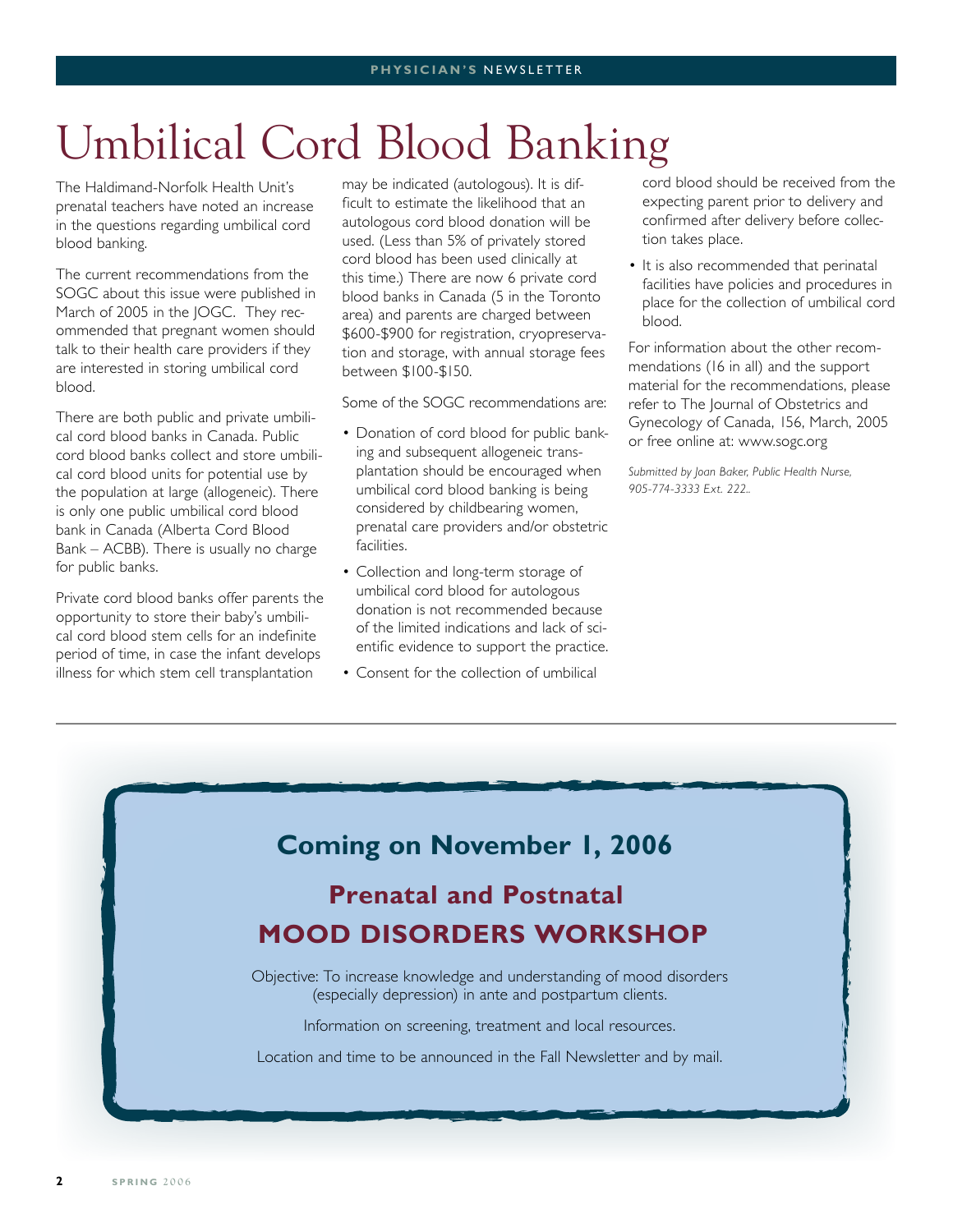# Umbilical Cord Blood Banking

The Haldimand-Norfolk Health Unit's prenatal teachers have noted an increase in the questions regarding umbilical cord blood banking.

The current recommendations from the SOGC about this issue were published in March of 2005 in the JOGC. They recommended that pregnant women should talk to their health care providers if they are interested in storing umbilical cord blood.

There are both public and private umbilical cord blood banks in Canada. Public cord blood banks collect and store umbilical cord blood units for potential use by the population at large (allogeneic). There is only one public umbilical cord blood bank in Canada (Alberta Cord Blood Bank – ACBB). There is usually no charge for public banks.

Private cord blood banks offer parents the opportunity to store their baby's umbilical cord blood stem cells for an indefinite period of time, in case the infant develops illness for which stem cell transplantation may be indicated (autologous). It is difficult to estimate the likelihood that an autologous cord blood donation will be used. (Less than 5% of privately stored cord blood has been used clinically at this time.) There are now 6 private cord blood banks in Canada (5 in the Toronto area) and parents are charged between $600-$900 for registration, cryopreservation and storage, with annual storage fees between $100-$150.

Some of the SOGC recommendations are:

- Donation of cord blood for public banking and subsequent allogeneic transplantation should be encouraged when umbilical cord blood banking is being considered by childbearing women, prenatal care providers and/or obstetric facilities.
- Collection and long-term storage of umbilical cord blood for autologous donation is not recommended because of the limited indications and lack of scientific evidence to support the practice.
- Consent for the collection of umbilical cord blood should be received from the expecting parent prior to delivery and confirmed after delivery before collection takes place.
- It is also recommended that perinatal facilities have policies and procedures in place for the collection of umbilical cord blood.

For information about the other recommendations (16 in all) and the support material for the recommendations, please refer to The Journal of Obstetrics and Gynecology of Canada, 156, March, 2005 or free online at: www.sogc.org

*Submitted by Joan Baker, Public Health Nurse, 905-774-3333 Ext. 222..*

---

## Coming on November 1, 2006

## Prenatal and Postnatal MOOD DISORDERS WORKSHOP

Objective: To increase knowledge and understanding of mood disorders (especially depression) in ante and postpartum clients.

Information on screening, treatment and local resources.

Location and time to be announced in the Fall Newsletter and by mail.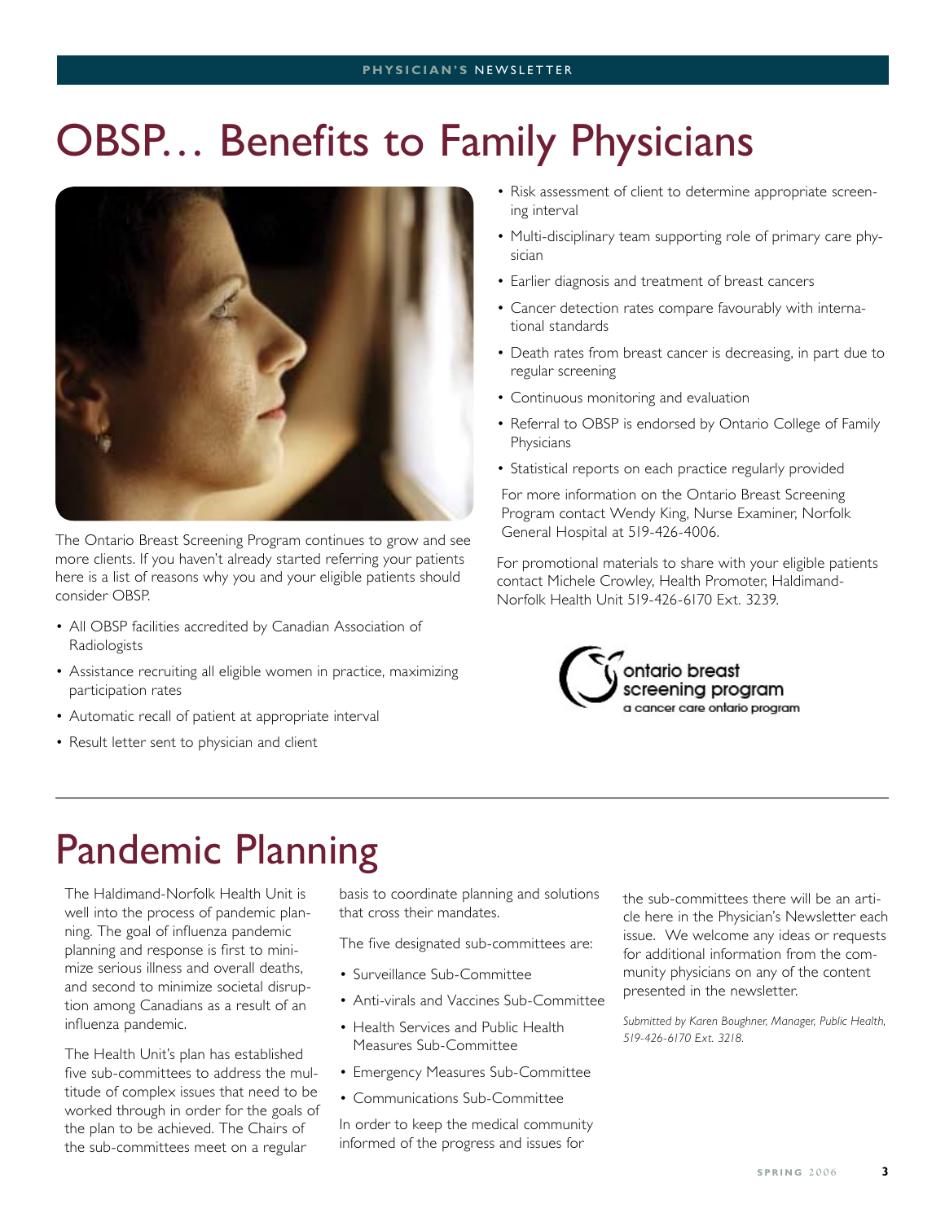// OBSP… Benefits to Family Physicians

The Ontario Breast Screening Program continues to grow and see more clients. If you haven't already started referring your patients here is a list of reasons why you and your eligible patients should consider OBSP.

- All OBSP facilities accredited by Canadian Association of Radiologists
- Assistance recruiting all eligible women in practice, maximizing participation rates
- Automatic recall of patient at appropriate interval
- Result letter sent to physician and client
- Risk assessment of client to determine appropriate screening interval
- Multi-disciplinary team supporting role of primary care physician
- Earlier diagnosis and treatment of breast cancers
- Cancer detection rates compare favourably with international standards
- Death rates from breast cancer is decreasing, in part due to regular screening
- Continuous monitoring and evaluation
- Referral to OBSP is endorsed by Ontario College of Family Physicians
- Statistical reports on each practice regularly provided

For more information on the Ontario Breast Screening Program contact Wendy King, Nurse Examiner, Norfolk General Hospital at 519-426-4006.

For promotional materials to share with your eligible patients contact Michele Crowley, Health Promoter, Haldimand-Norfolk Health Unit 519-426-6170 Ext. 3239.

ontario breast screening program
a cancer care ontario program

# Pandemic Planning

The Haldimand-Norfolk Health Unit is well into the process of pandemic planning. The goal of influenza pandemic planning and response is first to minimize serious illness and overall deaths, and second to minimize societal disruption among Canadians as a result of an influenza pandemic.

The Health Unit's plan has established five sub-committees to address the multitude of complex issues that need to be worked through in order for the goals of the plan to be achieved. The Chairs of the sub-committees meet on a regular basis to coordinate planning and solutions that cross their mandates.

The five designated sub-committees are:

- Surveillance Sub-Committee
- Anti-virals and Vaccines Sub-Committee
- Health Services and Public Health Measures Sub-Committee
- Emergency Measures Sub-Committee
- Communications Sub-Committee

In order to keep the medical community informed of the progress and issues for the sub-committees there will be an article here in the Physician's Newsletter each issue. We welcome any ideas or requests for additional information from the community physicians on any of the content presented in the newsletter.

*Submitted by Karen Boughner, Manager, Public Health, 519-426-6170 Ext. 3218.*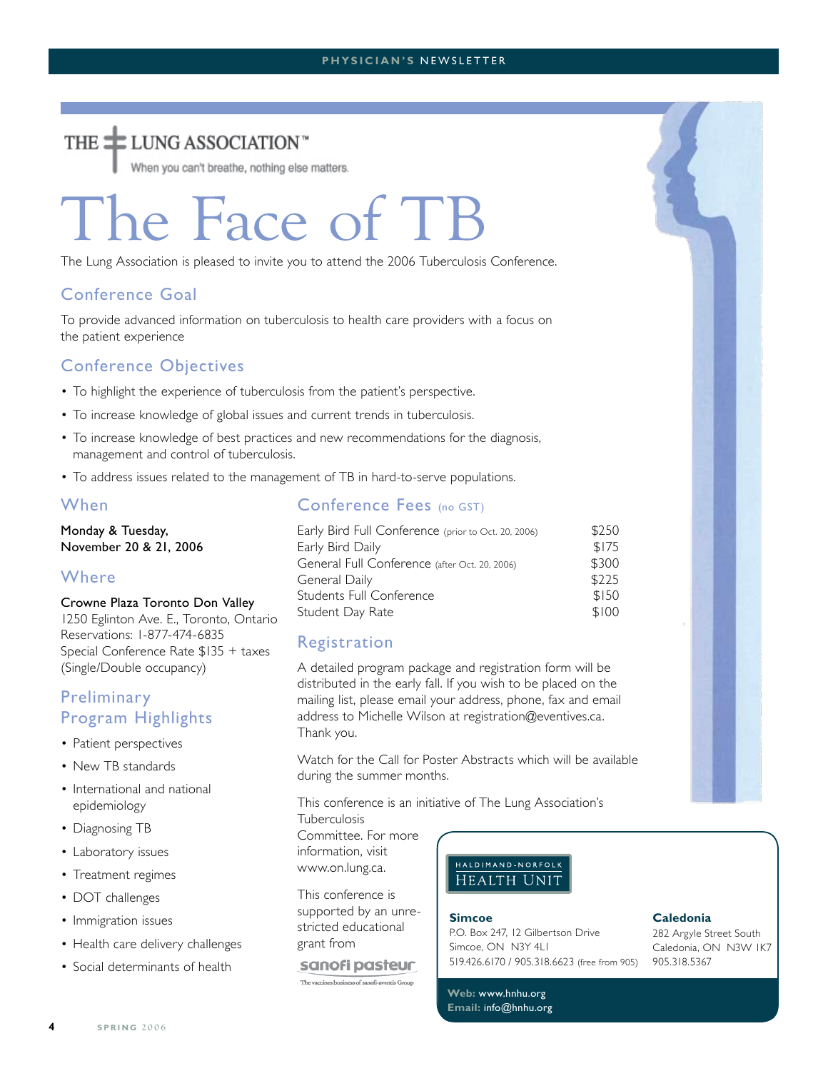THE LUNG ASSOCIATION™

When you can't breathe, nothing else matters.

# The Face of TB

The Lung Association is pleased to invite you to attend the 2006 Tuberculosis Conference.

## Conference Goal

To provide advanced information on tuberculosis to health care providers with a focus on the patient experience

## Conference Objectives

- To highlight the experience of tuberculosis from the patient's perspective.
- To increase knowledge of global issues and current trends in tuberculosis.
- To increase knowledge of best practices and new recommendations for the diagnosis, management and control of tuberculosis.
- To address issues related to the management of TB in hard-to-serve populations.

## When

Monday & Tuesday,
November 20 & 21, 2006

## Where

Crowne Plaza Toronto Don Valley
1250 Eglinton Ave. E., Toronto, Ontario
Reservations: 1-877-474-6835
Special Conference Rate $135 + taxes
(Single/Double occupancy)

## Preliminary Program Highlights

- Patient perspectives
- New TB standards
- International and national epidemiology
- Diagnosing TB
- Laboratory issues
- Treatment regimes
- DOT challenges
- Immigration issues
- Health care delivery challenges
- Social determinants of health

## Conference Fees (no GST)

| | |
|---|---|
| Early Bird Full Conference (prior to Oct. 20, 2006) | $250 |
| Early Bird Daily | $175 |
| General Full Conference (after Oct. 20, 2006) | $300 |
| General Daily | $225 |
| Students Full Conference | $150 |
| Student Day Rate | $100 |

## Registration

A detailed program package and registration form will be distributed in the early fall. If you wish to be placed on the mailing list, please email your address, phone, fax and email address to Michelle Wilson at registration@eventives.ca. Thank you.

Watch for the Call for Poster Abstracts which will be available during the summer months.

This conference is an initiative of The Lung Association's Tuberculosis Committee. For more information, visit www.on.lung.ca.

This conference is supported by an unrestricted educational grant from

sanofi pasteur
The vaccines business of sanofi-aventis Group

HALDIMAND-NORFOLK HEALTH UNIT

**Simcoe**
P.O. Box 247, 12 Gilbertson Drive
Simcoe, ON N3Y 4L1
519.426.6170 / 905.318.6623 (free from 905)

**Caledonia**
282 Argyle Street South
Caledonia, ON N3W 1K7
905.318.5367

**Web:** www.hnhu.org
**Email:** info@hnhu.org